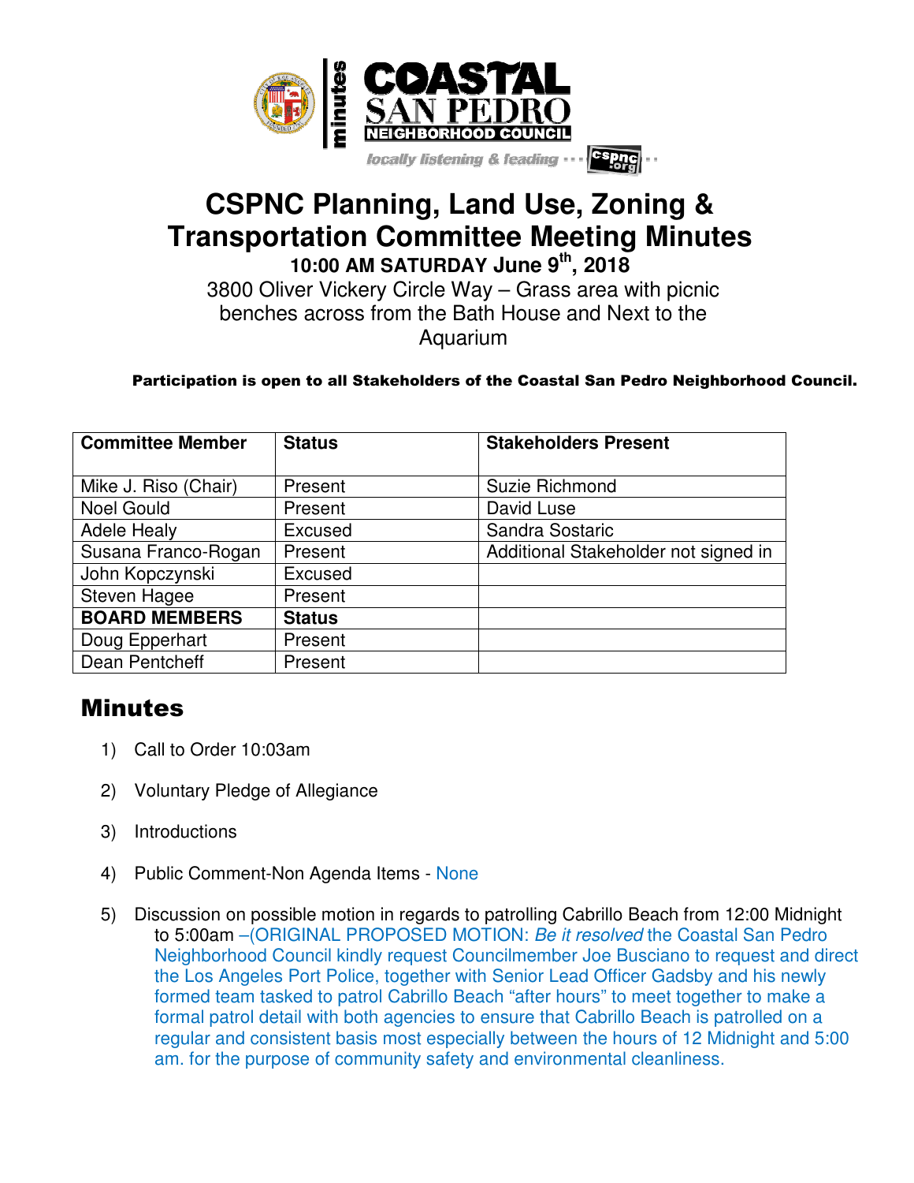minutes | COASTAL SAN PEDRO NEIGHBORHOOD COUNCIL

locally listening & leading ··· cspnc.org

# CSPNC Planning, Land Use, Zoning & Transportation Committee Meeting Minutes

### 10:00 AM SATURDAY June 9th, 2018

3800 Oliver Vickery Circle Way – Grass area with picnic benches across from the Bath House and Next to the Aquarium

**Participation is open to all Stakeholders of the Coastal San Pedro Neighborhood Council.**

| Committee Member | Status | Stakeholders Present |
|---|---|---|
| Mike J. Riso (Chair) | Present | Suzie Richmond |
| Noel Gould | Present | David Luse |
| Adele Healy | Excused | Sandra Sostaric |
| Susana Franco-Rogan | Present | Additional Stakeholder not signed in |
| John Kopczynski | Excused | |
| Steven Hagee | Present | |
| **BOARD MEMBERS** | **Status** | |
| Doug Epperhart | Present | |
| Dean Pentcheff | Present | |

## Minutes

1) Call to Order 10:03am

2) Voluntary Pledge of Allegiance

3) Introductions

4) Public Comment-Non Agenda Items - None

5) Discussion on possible motion in regards to patrolling Cabrillo Beach from 12:00 Midnight to 5:00am –(ORIGINAL PROPOSED MOTION: *Be it resolved* the Coastal San Pedro Neighborhood Council kindly request Councilmember Joe Busciano to request and direct the Los Angeles Port Police, together with Senior Lead Officer Gadsby and his newly formed team tasked to patrol Cabrillo Beach "after hours" to meet together to make a formal patrol detail with both agencies to ensure that Cabrillo Beach is patrolled on a regular and consistent basis most especially between the hours of 12 Midnight and 5:00 am. for the purpose of community safety and environmental cleanliness.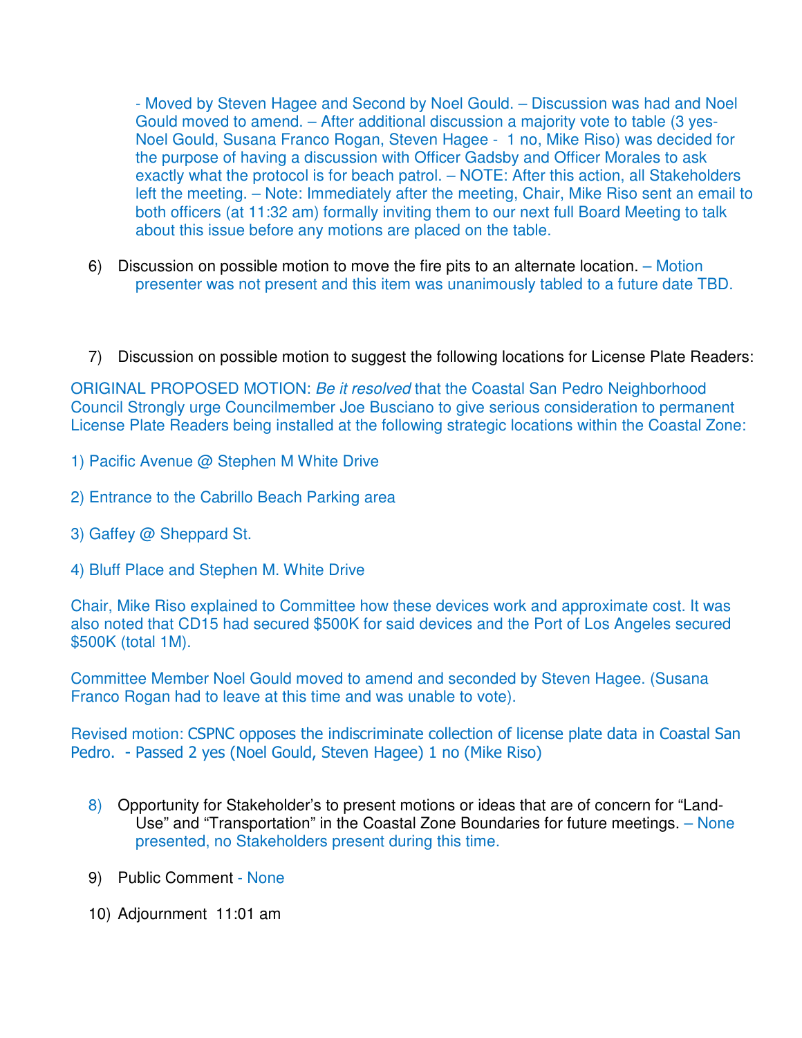- Moved by Steven Hagee and Second by Noel Gould. – Discussion was had and Noel Gould moved to amend. – After additional discussion a majority vote to table (3 yes- Noel Gould, Susana Franco Rogan, Steven Hagee - 1 no, Mike Riso) was decided for the purpose of having a discussion with Officer Gadsby and Officer Morales to ask exactly what the protocol is for beach patrol. – NOTE: After this action, all Stakeholders left the meeting. – Note: Immediately after the meeting, Chair, Mike Riso sent an email to both officers (at 11:32 am) formally inviting them to our next full Board Meeting to talk about this issue before any motions are placed on the table.

6) Discussion on possible motion to move the fire pits to an alternate location. – Motion presenter was not present and this item was unanimously tabled to a future date TBD.

7) Discussion on possible motion to suggest the following locations for License Plate Readers:

ORIGINAL PROPOSED MOTION: *Be it resolved* that the Coastal San Pedro Neighborhood Council Strongly urge Councilmember Joe Busciano to give serious consideration to permanent License Plate Readers being installed at the following strategic locations within the Coastal Zone:

1) Pacific Avenue @ Stephen M White Drive

2) Entrance to the Cabrillo Beach Parking area

3) Gaffey @ Sheppard St.

4) Bluff Place and Stephen M. White Drive

Chair, Mike Riso explained to Committee how these devices work and approximate cost. It was also noted that CD15 had secured $500K for said devices and the Port of Los Angeles secured $500K (total 1M).

Committee Member Noel Gould moved to amend and seconded by Steven Hagee. (Susana Franco Rogan had to leave at this time and was unable to vote).

Revised motion: CSPNC opposes the indiscriminate collection of license plate data in Coastal San Pedro. - Passed 2 yes (Noel Gould, Steven Hagee) 1 no (Mike Riso)

8) Opportunity for Stakeholder's to present motions or ideas that are of concern for "Land-Use" and "Transportation" in the Coastal Zone Boundaries for future meetings. – None presented, no Stakeholders present during this time.

9) Public Comment - None

10) Adjournment 11:01 am